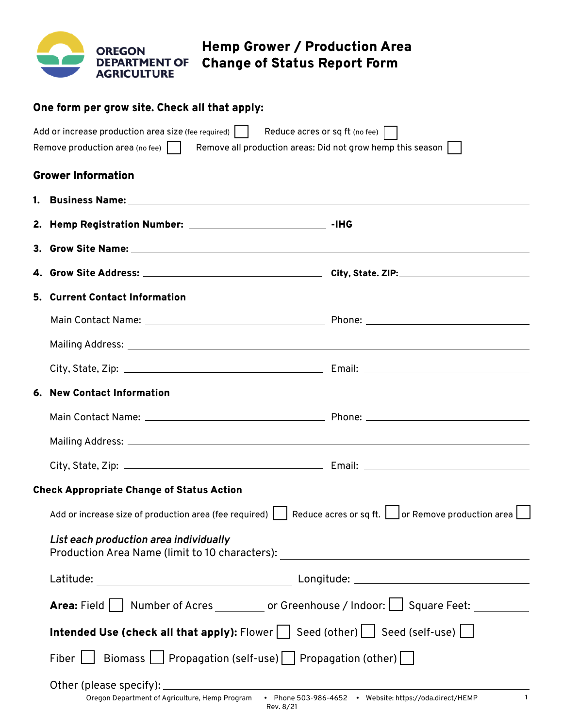OREGON DEPARTMENT OF AGRICULTURE

# Hemp Grower / Production Area Change of Status Report Form

## One form per grow site. Check all that apply:

Add or increase production area size (fee required) ☐ Reduce acres or sq ft (no fee) ☐

Remove production area (no fee) ☐ Remove all production areas: Did not grow hemp this season ☐

## Grower Information

1. **Business Name:** ____________________

2. **Hemp Registration Number:** ____________________ **-IHG**

3. **Grow Site Name:** ____________________

4. **Grow Site Address:** ____________________ **City, State. ZIP:** ____________________

5. **Current Contact Information**

   Main Contact Name: ____________________ Phone: ____________________

   Mailing Address: ____________________

   City, State, Zip: ____________________ Email: ____________________

6. **New Contact Information**

   Main Contact Name: ____________________ Phone: ____________________

   Mailing Address: ____________________

   City, State, Zip: ____________________ Email: ____________________

## Check Appropriate Change of Status Action

Add or increase size of production area (fee required) ☐ Reduce acres or sq ft. ☐ or Remove production area ☐

*List each production area individually*

Production Area Name (limit to 10 characters): ____________________

Latitude: ____________________ Longitude: ____________________

**Area:** Field ☐ Number of Acres ________ or Greenhouse / Indoor: ☐ Square Feet: ________

**Intended Use (check all that apply):** Flower ☐ Seed (other) ☐ Seed (self-use) ☐

Fiber ☐ Biomass ☐ Propagation (self-use) ☐ Propagation (other) ☐

Other (please specify): ____________________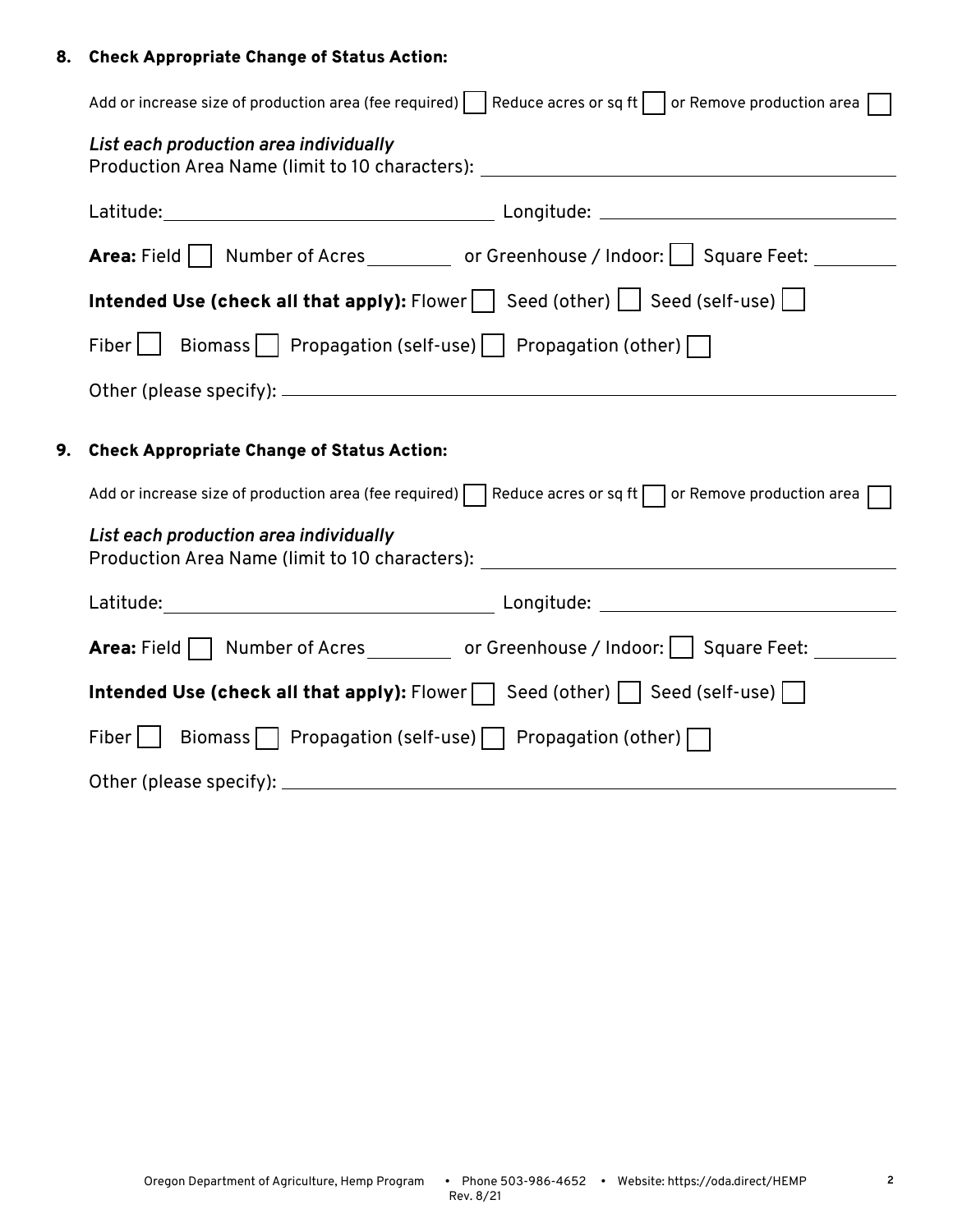**8. Check Appropriate Change of Status Action:**

Add or increase size of production area (fee required) ☐ Reduce acres or sq ft ☐ or Remove production area ☐

***List each production area individually***

Production Area Name (limit to 10 characters): ____________________

Latitude: ____________________ Longitude: ____________________

**Area:** Field ☐ Number of Acres ________ or Greenhouse / Indoor: ☐ Square Feet: ________

**Intended Use (check all that apply):** Flower ☐ Seed (other) ☐ Seed (self-use) ☐

Fiber ☐ Biomass ☐ Propagation (self-use) ☐ Propagation (other) ☐

Other (please specify): ____________________

**9. Check Appropriate Change of Status Action:**

Add or increase size of production area (fee required) ☐ Reduce acres or sq ft ☐ or Remove production area ☐

***List each production area individually***

Production Area Name (limit to 10 characters): ____________________

Latitude: ____________________ Longitude: ____________________

**Area:** Field ☐ Number of Acres ________ or Greenhouse / Indoor: ☐ Square Feet: ________

**Intended Use (check all that apply):** Flower ☐ Seed (other) ☐ Seed (self-use) ☐

Fiber ☐ Biomass ☐ Propagation (self-use) ☐ Propagation (other) ☐

Other (please specify): ____________________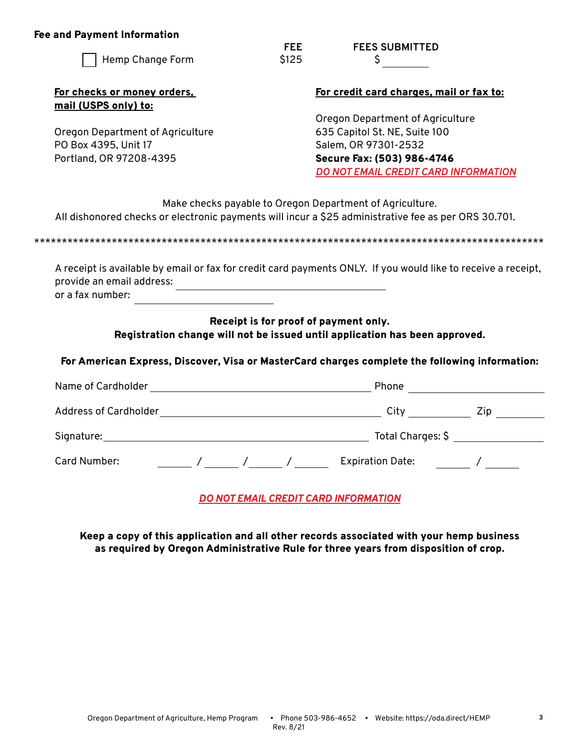## Fee and Payment Information

| | FEE | FEES SUBMITTED |
|---|---|---|
| ☐ Hemp Change Form | $125 | $ ________ |

**For checks or money orders, mail (USPS only) to:**

Oregon Department of Agriculture
PO Box 4395, Unit 17
Portland, OR 97208-4395

**For credit card charges, mail or fax to:**

Oregon Department of Agriculture
635 Capitol St. NE, Suite 100
Salem, OR 97301-2532
**Secure Fax: (503) 986-4746**
***DO NOT EMAIL CREDIT CARD INFORMATION***

Make checks payable to Oregon Department of Agriculture.
All dishonored checks or electronic payments will incur a $25 administrative fee as per ORS 30.701.

*******************************************************************************************

A receipt is available by email or fax for credit card payments ONLY. If you would like to receive a receipt, provide an email address: ______________________________
or a fax number: ____________________

**Receipt is for proof of payment only.**
**Registration change will not be issued until application has been approved.**

**For American Express, Discover, Visa or MasterCard charges complete the following information:**

Name of Cardholder ______________________________ Phone ____________________

Address of Cardholder ______________________________ City __________ Zip ________

Signature: ______________________________ Total Charges: $ ____________

Card Number: ______ / ______ / ______ / ______ Expiration Date: ______ / ______

***DO NOT EMAIL CREDIT CARD INFORMATION***

**Keep a copy of this application and all other records associated with your hemp business as required by Oregon Administrative Rule for three years from disposition of crop.**